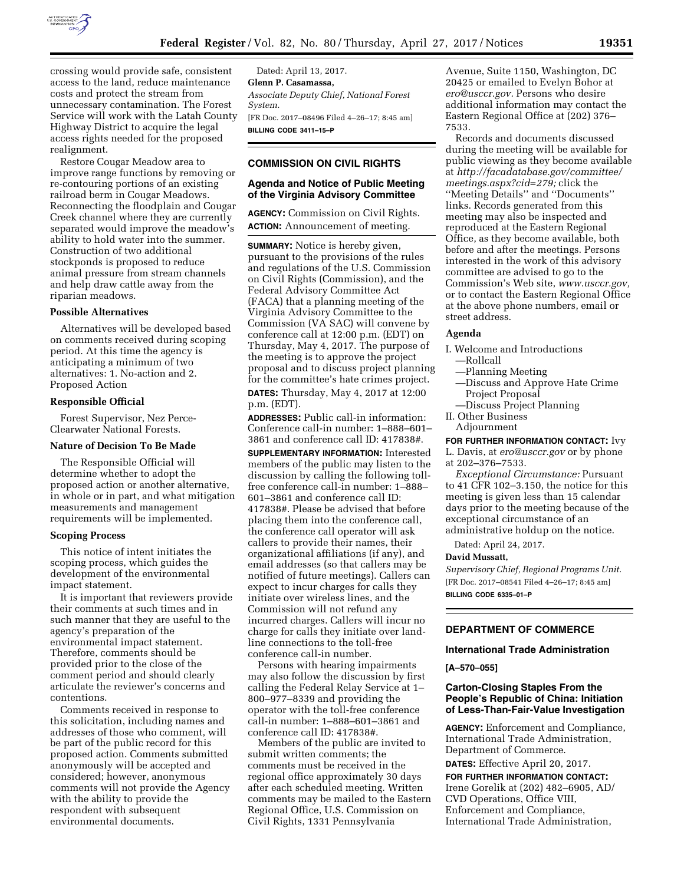crossing would provide safe, consistent access to the land, reduce maintenance costs and protect the stream from unnecessary contamination. The Forest Service will work with the Latah County Highway District to acquire the legal access rights needed for the proposed realignment.

Restore Cougar Meadow area to improve range functions by removing or re-contouring portions of an existing railroad berm in Cougar Meadows. Reconnecting the floodplain and Cougar Creek channel where they are currently separated would improve the meadow's ability to hold water into the summer. Construction of two additional stockponds is proposed to reduce animal pressure from stream channels and help draw cattle away from the riparian meadows.

### Possible Alternatives

Alternatives will be developed based on comments received during scoping period. At this time the agency is anticipating a minimum of two alternatives: 1. No-action and 2. Proposed Action

### Responsible Official

Forest Supervisor, Nez Perce-Clearwater National Forests.

### Nature of Decision To Be Made

The Responsible Official will determine whether to adopt the proposed action or another alternative, in whole or in part, and what mitigation measurements and management requirements will be implemented.

### Scoping Process

This notice of intent initiates the scoping process, which guides the development of the environmental impact statement.

It is important that reviewers provide their comments at such times and in such manner that they are useful to the agency's preparation of the environmental impact statement. Therefore, comments should be provided prior to the close of the comment period and should clearly articulate the reviewer's concerns and contentions.

Comments received in response to this solicitation, including names and addresses of those who comment, will be part of the public record for this proposed action. Comments submitted anonymously will be accepted and considered; however, anonymous comments will not provide the Agency with the ability to provide the respondent with subsequent environmental documents.

Dated: April 13, 2017.

**Glenn P. Casamassa,**

*Associate Deputy Chief, National Forest System.*

[FR Doc. 2017–08496 Filed 4–26–17; 8:45 am]

**BILLING CODE 3411–15–P**

## COMMISSION ON CIVIL RIGHTS

### Agenda and Notice of Public Meeting of the Virginia Advisory Committee

**AGENCY:** Commission on Civil Rights.

**ACTION:** Announcement of meeting.

**SUMMARY:** Notice is hereby given, pursuant to the provisions of the rules and regulations of the U.S. Commission on Civil Rights (Commission), and the Federal Advisory Committee Act (FACA) that a planning meeting of the Virginia Advisory Committee to the Commission (VA SAC) will convene by conference call at 12:00 p.m. (EDT) on Thursday, May 4, 2017. The purpose of the meeting is to approve the project proposal and to discuss project planning for the committee's hate crimes project.

**DATES:** Thursday, May 4, 2017 at 12:00 p.m. (EDT).

**ADDRESSES:** Public call-in information: Conference call-in number: 1–888–601–3861 and conference call ID: 417838#.

**SUPPLEMENTARY INFORMATION:** Interested members of the public may listen to the discussion by calling the following toll-free conference call-in number: 1–888–601–3861 and conference call ID: 417838#. Please be advised that before placing them into the conference call, the conference call operator will ask callers to provide their names, their organizational affiliations (if any), and email addresses (so that callers may be notified of future meetings). Callers can expect to incur charges for calls they initiate over wireless lines, and the Commission will not refund any incurred charges. Callers will incur no charge for calls they initiate over land-line connections to the toll-free conference call-in number.

Persons with hearing impairments may also follow the discussion by first calling the Federal Relay Service at 1–800–977–8339 and providing the operator with the toll-free conference call-in number: 1–888–601–3861 and conference call ID: 417838#.

Members of the public are invited to submit written comments; the comments must be received in the regional office approximately 30 days after each scheduled meeting. Written comments may be mailed to the Eastern Regional Office, U.S. Commission on Civil Rights, 1331 Pennsylvania Avenue, Suite 1150, Washington, DC 20425 or emailed to Evelyn Bohor at *ero@usccr.gov.* Persons who desire additional information may contact the Eastern Regional Office at (202) 376–7533.

Records and documents discussed during the meeting will be available for public viewing as they become available at *http://facadatabase.gov/committee/meetings.aspx?cid=279;* click the ''Meeting Details'' and ''Documents'' links. Records generated from this meeting may also be inspected and reproduced at the Eastern Regional Office, as they become available, both before and after the meetings. Persons interested in the work of this advisory committee are advised to go to the Commission's Web site, *www.usccr.gov,* or to contact the Eastern Regional Office at the above phone numbers, email or street address.

### Agenda

I. Welcome and Introductions
 —Rollcall
 —Planning Meeting
 —Discuss and Approve Hate Crime Project Proposal
 —Discuss Project Planning

II. Other Business
 Adjournment

**FOR FURTHER INFORMATION CONTACT:** Ivy L. Davis, at *ero@usccr.gov* or by phone at 202–376–7533.

*Exceptional Circumstance:* Pursuant to 41 CFR 102–3.150, the notice for this meeting is given less than 15 calendar days prior to the meeting because of the exceptional circumstance of an administrative holdup on the notice.

Dated: April 24, 2017.

**David Mussatt,**

*Supervisory Chief, Regional Programs Unit.*

[FR Doc. 2017–08541 Filed 4–26–17; 8:45 am]

**BILLING CODE 6335–01–P**

## DEPARTMENT OF COMMERCE

### International Trade Administration

**[A–570–055]**

### Carton-Closing Staples From the People's Republic of China: Initiation of Less-Than-Fair-Value Investigation

**AGENCY:** Enforcement and Compliance, International Trade Administration, Department of Commerce.

**DATES:** Effective April 20, 2017.

**FOR FURTHER INFORMATION CONTACT:** Irene Gorelik at (202) 482–6905, AD/CVD Operations, Office VIII, Enforcement and Compliance, International Trade Administration,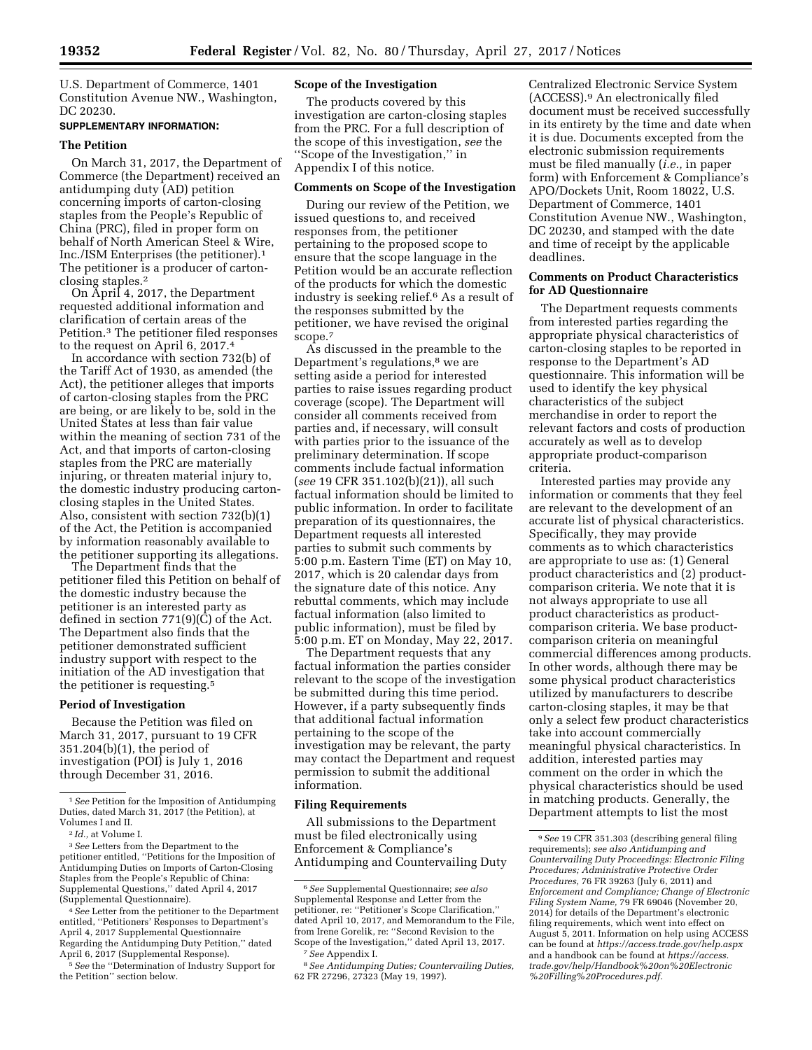U.S. Department of Commerce, 1401 Constitution Avenue NW., Washington, DC 20230.

**SUPPLEMENTARY INFORMATION:**

**The Petition**

On March 31, 2017, the Department of Commerce (the Department) received an antidumping duty (AD) petition concerning imports of carton-closing staples from the People's Republic of China (PRC), filed in proper form on behalf of North American Steel & Wire, Inc./ISM Enterprises (the petitioner).[1] The petitioner is a producer of carton-closing staples.[2]

On April 4, 2017, the Department requested additional information and clarification of certain areas of the Petition.[3] The petitioner filed responses to the request on April 6, 2017.[4]

In accordance with section 732(b) of the Tariff Act of 1930, as amended (the Act), the petitioner alleges that imports of carton-closing staples from the PRC are being, or are likely to be, sold in the United States at less than fair value within the meaning of section 731 of the Act, and that imports of carton-closing staples from the PRC are materially injuring, or threaten material injury to, the domestic industry producing carton-closing staples in the United States. Also, consistent with section 732(b)(1) of the Act, the Petition is accompanied by information reasonably available to the petitioner supporting its allegations.

The Department finds that the petitioner filed this Petition on behalf of the domestic industry because the petitioner is an interested party as defined in section 771(9)(C) of the Act. The Department also finds that the petitioner demonstrated sufficient industry support with respect to the initiation of the AD investigation that the petitioner is requesting.[5]

**Period of Investigation**

Because the Petition was filed on March 31, 2017, pursuant to 19 CFR 351.204(b)(1), the period of investigation (POI) is July 1, 2016 through December 31, 2016.

**Scope of the Investigation**

The products covered by this investigation are carton-closing staples from the PRC. For a full description of the scope of this investigation, *see* the ''Scope of the Investigation,'' in Appendix I of this notice.

**Comments on Scope of the Investigation**

During our review of the Petition, we issued questions to, and received responses from, the petitioner pertaining to the proposed scope to ensure that the scope language in the Petition would be an accurate reflection of the products for which the domestic industry is seeking relief.[6] As a result of the responses submitted by the petitioner, we have revised the original scope.[7]

As discussed in the preamble to the Department's regulations,[8] we are setting aside a period for interested parties to raise issues regarding product coverage (scope). The Department will consider all comments received from parties and, if necessary, will consult with parties prior to the issuance of the preliminary determination. If scope comments include factual information (*see* 19 CFR 351.102(b)(21)), all such factual information should be limited to public information. In order to facilitate preparation of its questionnaires, the Department requests all interested parties to submit such comments by 5:00 p.m. Eastern Time (ET) on May 10, 2017, which is 20 calendar days from the signature date of this notice. Any rebuttal comments, which may include factual information (also limited to public information), must be filed by 5:00 p.m. ET on Monday, May 22, 2017.

The Department requests that any factual information the parties consider relevant to the scope of the investigation be submitted during this time period. However, if a party subsequently finds that additional factual information pertaining to the scope of the investigation may be relevant, the party may contact the Department and request permission to submit the additional information.

**Filing Requirements**

All submissions to the Department must be filed electronically using Enforcement & Compliance's Antidumping and Countervailing Duty Centralized Electronic Service System (ACCESS).[9] An electronically filed document must be received successfully in its entirety by the time and date when it is due. Documents excepted from the electronic submission requirements must be filed manually (*i.e.,* in paper form) with Enforcement & Compliance's APO/Dockets Unit, Room 18022, U.S. Department of Commerce, 1401 Constitution Avenue NW., Washington, DC 20230, and stamped with the date and time of receipt by the applicable deadlines.

**Comments on Product Characteristics for AD Questionnaire**

The Department requests comments from interested parties regarding the appropriate physical characteristics of carton-closing staples to be reported in response to the Department's AD questionnaire. This information will be used to identify the key physical characteristics of the subject merchandise in order to report the relevant factors and costs of production accurately as well as to develop appropriate product-comparison criteria.

Interested parties may provide any information or comments that they feel are relevant to the development of an accurate list of physical characteristics. Specifically, they may provide comments as to which characteristics are appropriate to use as: (1) General product characteristics and (2) product-comparison criteria. We note that it is not always appropriate to use all product characteristics as product-comparison criteria. We base product-comparison criteria on meaningful commercial differences among products. In other words, although there may be some physical product characteristics utilized by manufacturers to describe carton-closing staples, it may be that only a select few product characteristics take into account commercially meaningful physical characteristics. In addition, interested parties may comment on the order in which the physical characteristics should be used in matching products. Generally, the Department attempts to list the most

---

[1] *See* Petition for the Imposition of Antidumping Duties, dated March 31, 2017 (the Petition), at Volumes I and II.

[2] *Id.,* at Volume I.

[3] *See* Letters from the Department to the petitioner entitled, ''Petitions for the Imposition of Antidumping Duties on Imports of Carton-Closing Staples from the People's Republic of China: Supplemental Questions,'' dated April 4, 2017 (Supplemental Questionnaire).

[4] *See* Letter from the petitioner to the Department entitled, ''Petitioners' Responses to Department's April 4, 2017 Supplemental Questionnaire Regarding the Antidumping Duty Petition,'' dated April 6, 2017 (Supplemental Response).

[5] *See* the ''Determination of Industry Support for the Petition'' section below.

[6] *See* Supplemental Questionnaire; *see also* Supplemental Response and Letter from the petitioner, re: ''Petitioner's Scope Clarification,'' dated April 10, 2017, and Memorandum to the File, from Irene Gorelik, re: ''Second Revision to the Scope of the Investigation,'' dated April 13, 2017.

[7] *See* Appendix I.

[8] *See Antidumping Duties; Countervailing Duties,* 62 FR 27296, 27323 (May 19, 1997).

[9] *See* 19 CFR 351.303 (describing general filing requirements); *see also Antidumping and Countervailing Duty Proceedings: Electronic Filing Procedures; Administrative Protective Order Procedures,* 76 FR 39263 (July 6, 2011) and *Enforcement and Compliance; Change of Electronic Filing System Name,* 79 FR 69046 (November 20, 2014) for details of the Department's electronic filing requirements, which went into effect on August 5, 2011. Information on help using ACCESS can be found at *https://access.trade.gov/help.aspx* and a handbook can be found at *https://access.trade.gov/help/Handbook%20on%20Electronic%20Filling%20Procedures.pdf.*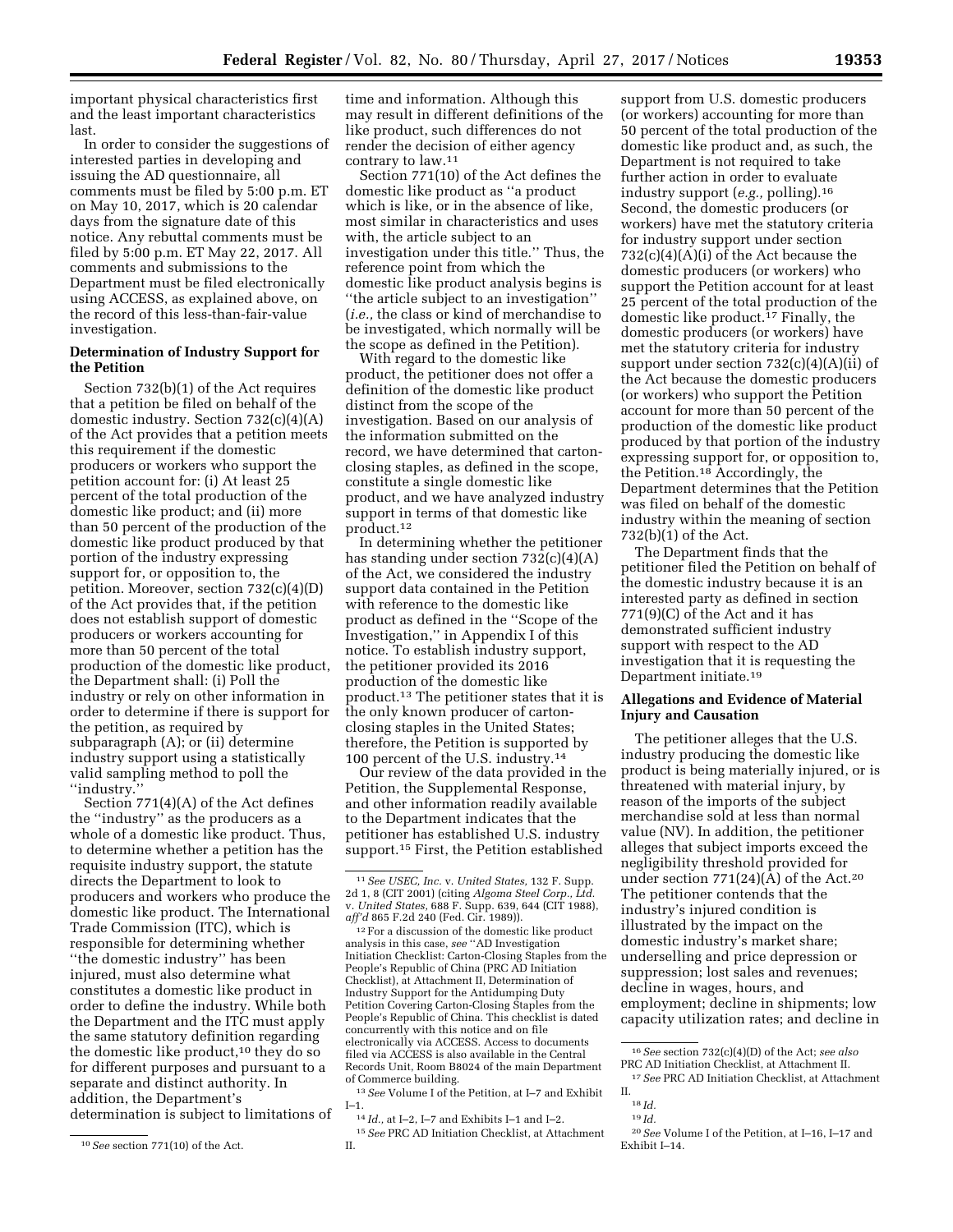important physical characteristics first and the least important characteristics last.

In order to consider the suggestions of interested parties in developing and issuing the AD questionnaire, all comments must be filed by 5:00 p.m. ET on May 10, 2017, which is 20 calendar days from the signature date of this notice. Any rebuttal comments must be filed by 5:00 p.m. ET May 22, 2017. All comments and submissions to the Department must be filed electronically using ACCESS, as explained above, on the record of this less-than-fair-value investigation.

**Determination of Industry Support for the Petition**

Section 732(b)(1) of the Act requires that a petition be filed on behalf of the domestic industry. Section 732(c)(4)(A) of the Act provides that a petition meets this requirement if the domestic producers or workers who support the petition account for: (i) At least 25 percent of the total production of the domestic like product; and (ii) more than 50 percent of the production of the domestic like product produced by that portion of the industry expressing support for, or opposition to, the petition. Moreover, section 732(c)(4)(D) of the Act provides that, if the petition does not establish support of domestic producers or workers accounting for more than 50 percent of the total production of the domestic like product, the Department shall: (i) Poll the industry or rely on other information in order to determine if there is support for the petition, as required by subparagraph (A); or (ii) determine industry support using a statistically valid sampling method to poll the ''industry.''

Section 771(4)(A) of the Act defines the ''industry'' as the producers as a whole of a domestic like product. Thus, to determine whether a petition has the requisite industry support, the statute directs the Department to look to producers and workers who produce the domestic like product. The International Trade Commission (ITC), which is responsible for determining whether ''the domestic industry'' has been injured, must also determine what constitutes a domestic like product in order to define the industry. While both the Department and the ITC must apply the same statutory definition regarding the domestic like product,[10] they do so for different purposes and pursuant to a separate and distinct authority. In addition, the Department's determination is subject to limitations of time and information. Although this may result in different definitions of the like product, such differences do not render the decision of either agency contrary to law.[11]

Section 771(10) of the Act defines the domestic like product as ''a product which is like, or in the absence of like, most similar in characteristics and uses with, the article subject to an investigation under this title.'' Thus, the reference point from which the domestic like product analysis begins is ''the article subject to an investigation'' (*i.e.,* the class or kind of merchandise to be investigated, which normally will be the scope as defined in the Petition).

With regard to the domestic like product, the petitioner does not offer a definition of the domestic like product distinct from the scope of the investigation. Based on our analysis of the information submitted on the record, we have determined that carton-closing staples, as defined in the scope, constitute a single domestic like product, and we have analyzed industry support in terms of that domestic like product.[12]

In determining whether the petitioner has standing under section 732(c)(4)(A) of the Act, we considered the industry support data contained in the Petition with reference to the domestic like product as defined in the ''Scope of the Investigation,'' in Appendix I of this notice. To establish industry support, the petitioner provided its 2016 production of the domestic like product.[13] The petitioner states that it is the only known producer of carton-closing staples in the United States; therefore, the Petition is supported by 100 percent of the U.S. industry.[14]

Our review of the data provided in the Petition, the Supplemental Response, and other information readily available to the Department indicates that the petitioner has established U.S. industry support.[15] First, the Petition established support from U.S. domestic producers (or workers) accounting for more than 50 percent of the total production of the domestic like product and, as such, the Department is not required to take further action in order to evaluate industry support (*e.g.,* polling).[16] Second, the domestic producers (or workers) have met the statutory criteria for industry support under section 732(c)(4)(A)(i) of the Act because the domestic producers (or workers) who support the Petition account for at least 25 percent of the total production of the domestic like product.[17] Finally, the domestic producers (or workers) have met the statutory criteria for industry support under section 732(c)(4)(A)(ii) of the Act because the domestic producers (or workers) who support the Petition account for more than 50 percent of the production of the domestic like product produced by that portion of the industry expressing support for, or opposition to, the Petition.[18] Accordingly, the Department determines that the Petition was filed on behalf of the domestic industry within the meaning of section 732(b)(1) of the Act.

The Department finds that the petitioner filed the Petition on behalf of the domestic industry because it is an interested party as defined in section 771(9)(C) of the Act and it has demonstrated sufficient industry support with respect to the AD investigation that it is requesting the Department initiate.[19]

**Allegations and Evidence of Material Injury and Causation**

The petitioner alleges that the U.S. industry producing the domestic like product is being materially injured, or is threatened with material injury, by reason of the imports of the subject merchandise sold at less than normal value (NV). In addition, the petitioner alleges that subject imports exceed the negligibility threshold provided for under section 771(24)(A) of the Act.[20] The petitioner contends that the industry's injured condition is illustrated by the impact on the domestic industry's market share; underselling and price depression or suppression; lost sales and revenues; decline in wages, hours, and employment; decline in shipments; low capacity utilization rates; and decline in

---

[10] *See* section 771(10) of the Act.

[11] *See USEC, Inc.* v. *United States,* 132 F. Supp. 2d 1, 8 (CIT 2001) (citing *Algoma Steel Corp., Ltd.* v. *United States,* 688 F. Supp. 639, 644 (CIT 1988), *aff'd* 865 F.2d 240 (Fed. Cir. 1989)).

[12] For a discussion of the domestic like product analysis in this case, *see* ''AD Investigation Initiation Checklist: Carton-Closing Staples from the People's Republic of China (PRC AD Initiation Checklist), at Attachment II, Determination of Industry Support for the Antidumping Duty Petition Covering Carton-Closing Staples from the People's Republic of China. This checklist is dated concurrently with this notice and on file electronically via ACCESS. Access to documents filed via ACCESS is also available in the Central Records Unit, Room B8024 of the main Department of Commerce building.

[13] *See* Volume I of the Petition, at I–7 and Exhibit I–1.

[14] *Id.,* at I–2, I–7 and Exhibits I–1 and I–2.

[15] *See* PRC AD Initiation Checklist, at Attachment II.

[16] *See* section 732(c)(4)(D) of the Act; *see also* PRC AD Initiation Checklist, at Attachment II.

[17] *See* PRC AD Initiation Checklist, at Attachment II.

[18] *Id.*

[19] *Id.*

[20] *See* Volume I of the Petition, at I–16, I–17 and Exhibit I–14.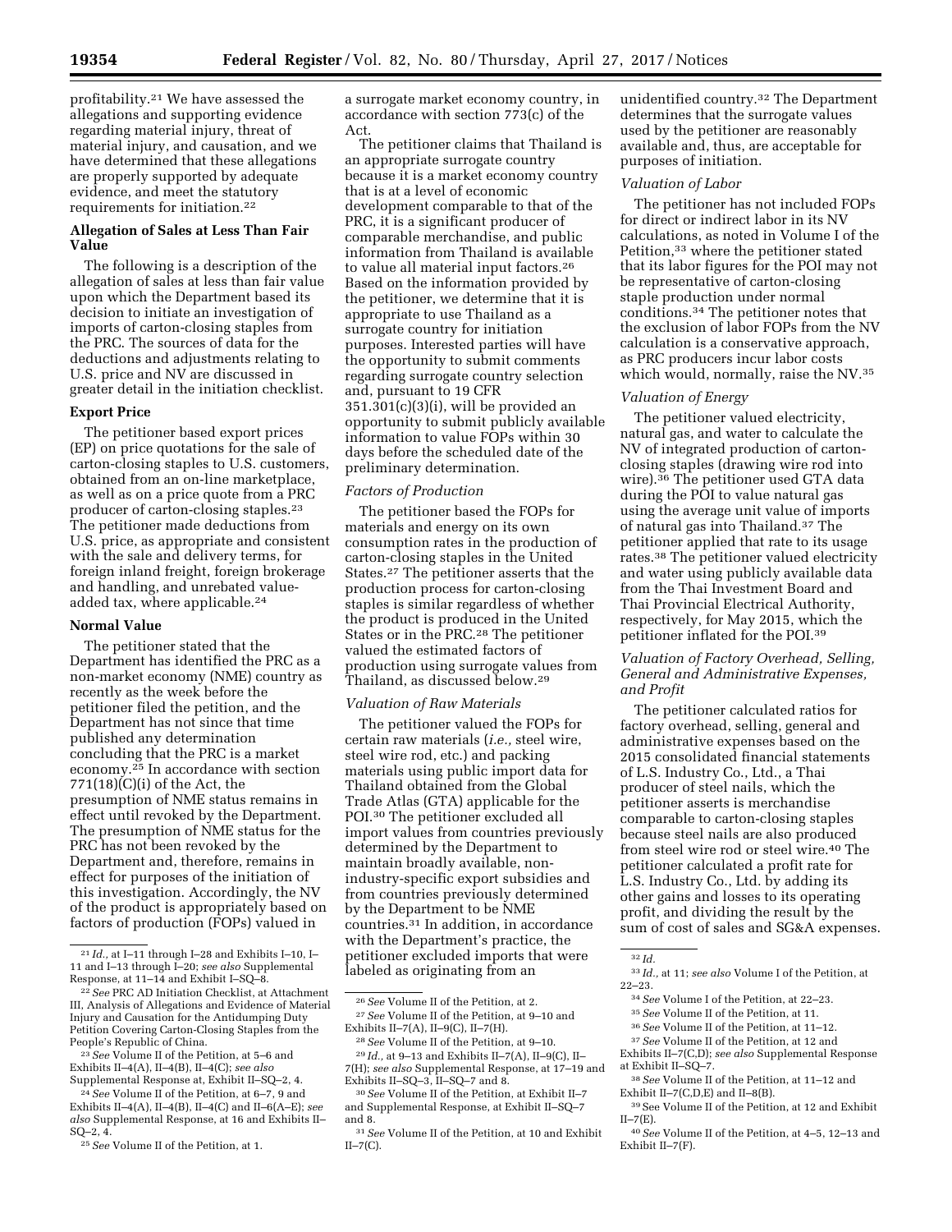profitability.[21] We have assessed the allegations and supporting evidence regarding material injury, threat of material injury, and causation, and we have determined that these allegations are properly supported by adequate evidence, and meet the statutory requirements for initiation.[22]

**Allegation of Sales at Less Than Fair Value**

The following is a description of the allegation of sales at less than fair value upon which the Department based its decision to initiate an investigation of imports of carton-closing staples from the PRC. The sources of data for the deductions and adjustments relating to U.S. price and NV are discussed in greater detail in the initiation checklist.

**Export Price**

The petitioner based export prices (EP) on price quotations for the sale of carton-closing staples to U.S. customers, obtained from an on-line marketplace, as well as on a price quote from a PRC producer of carton-closing staples.[23] The petitioner made deductions from U.S. price, as appropriate and consistent with the sale and delivery terms, for foreign inland freight, foreign brokerage and handling, and unrebated value-added tax, where applicable.[24]

**Normal Value**

The petitioner stated that the Department has identified the PRC as a non-market economy (NME) country as recently as the week before the petitioner filed the petition, and the Department has not since that time published any determination concluding that the PRC is a market economy.[25] In accordance with section 771(18)(C)(i) of the Act, the presumption of NME status remains in effect until revoked by the Department. The presumption of NME status for the PRC has not been revoked by the Department and, therefore, remains in effect for purposes of the initiation of this investigation. Accordingly, the NV of the product is appropriately based on factors of production (FOPs) valued in a surrogate market economy country, in accordance with section 773(c) of the Act.

The petitioner claims that Thailand is an appropriate surrogate country because it is a market economy country that is at a level of economic development comparable to that of the PRC, it is a significant producer of comparable merchandise, and public information from Thailand is available to value all material input factors.[26] Based on the information provided by the petitioner, we determine that it is appropriate to use Thailand as a surrogate country for initiation purposes. Interested parties will have the opportunity to submit comments regarding surrogate country selection and, pursuant to 19 CFR 351.301(c)(3)(i), will be provided an opportunity to submit publicly available information to value FOPs within 30 days before the scheduled date of the preliminary determination.

*Factors of Production*

The petitioner based the FOPs for materials and energy on its own consumption rates in the production of carton-closing staples in the United States.[27] The petitioner asserts that the production process for carton-closing staples is similar regardless of whether the product is produced in the United States or in the PRC.[28] The petitioner valued the estimated factors of production using surrogate values from Thailand, as discussed below.[29]

*Valuation of Raw Materials*

The petitioner valued the FOPs for certain raw materials (*i.e.,* steel wire, steel wire rod, etc.) and packing materials using public import data for Thailand obtained from the Global Trade Atlas (GTA) applicable for the POI.[30] The petitioner excluded all import values from countries previously determined by the Department to maintain broadly available, non-industry-specific export subsidies and from countries previously determined by the Department to be NME countries.[31] In addition, in accordance with the Department's practice, the petitioner excluded imports that were labeled as originating from an unidentified country.[32] The Department determines that the surrogate values used by the petitioner are reasonably available and, thus, are acceptable for purposes of initiation.

*Valuation of Labor*

The petitioner has not included FOPs for direct or indirect labor in its NV calculations, as noted in Volume I of the Petition,[33] where the petitioner stated that its labor figures for the POI may not be representative of carton-closing staple production under normal conditions.[34] The petitioner notes that the exclusion of labor FOPs from the NV calculation is a conservative approach, as PRC producers incur labor costs which would, normally, raise the NV.[35]

*Valuation of Energy*

The petitioner valued electricity, natural gas, and water to calculate the NV of integrated production of carton-closing staples (drawing wire rod into wire).[36] The petitioner used GTA data during the POI to value natural gas using the average unit value of imports of natural gas into Thailand.[37] The petitioner applied that rate to its usage rates.[38] The petitioner valued electricity and water using publicly available data from the Thai Investment Board and Thai Provincial Electrical Authority, respectively, for May 2015, which the petitioner inflated for the POI.[39]

*Valuation of Factory Overhead, Selling, General and Administrative Expenses, and Profit*

The petitioner calculated ratios for factory overhead, selling, general and administrative expenses based on the 2015 consolidated financial statements of L.S. Industry Co., Ltd., a Thai producer of steel nails, which the petitioner asserts is merchandise comparable to carton-closing staples because steel nails are also produced from steel wire rod or steel wire.[40] The petitioner calculated a profit rate for L.S. Industry Co., Ltd. by adding its other gains and losses to its operating profit, and dividing the result by the sum of cost of sales and SG&A expenses.

---

[21] *Id.,* at I–11 through I–28 and Exhibits I–10, I–11 and I–13 through I–20; *see also* Supplemental Response, at 11–14 and Exhibit I–SQ–8.

[22] *See* PRC AD Initiation Checklist, at Attachment III, Analysis of Allegations and Evidence of Material Injury and Causation for the Antidumping Duty Petition Covering Carton-Closing Staples from the People's Republic of China.

[23] *See* Volume II of the Petition, at 5–6 and Exhibits II–4(A), II–4(B), II–4(C); *see also* Supplemental Response at, Exhibit II–SQ–2, 4.

[24] *See* Volume II of the Petition, at 6–7, 9 and Exhibits II–4(A), II–4(B), II–4(C) and II–6(A–E); *see also* Supplemental Response, at 16 and Exhibits II–SQ–2, 4.

[25] *See* Volume II of the Petition, at 1.

[26] *See* Volume II of the Petition, at 2.

[27] *See* Volume II of the Petition, at 9–10 and Exhibits II–7(A), II–9(C), II–7(H).

[28] *See* Volume II of the Petition, at 9–10.

[29] *Id.,* at 9–13 and Exhibits II–7(A), II–9(C), II–7(H); *see also* Supplemental Response, at 17–19 and Exhibits II–SQ–3, II–SQ–7 and 8.

[30] *See* Volume II of the Petition, at Exhibit II–7 and Supplemental Response, at Exhibit II–SQ–7 and 8.

[31] *See* Volume II of the Petition, at 10 and Exhibit II–7(C).

[32] *Id.*

[33] *Id.,* at 11; *see also* Volume I of the Petition, at 22–23.

[34] *See* Volume I of the Petition, at 22–23.

[35] *See* Volume II of the Petition, at 11.

[36] *See* Volume II of the Petition, at 11–12.

[37] *See* Volume II of the Petition, at 12 and Exhibits II–7(C,D); *see also* Supplemental Response at Exhibit II–SQ–7.

[38] *See* Volume II of the Petition, at 11–12 and Exhibit II–7(C,D,E) and II–8(B).

[39] See Volume II of the Petition, at 12 and Exhibit II–7(E).

[40] *See* Volume II of the Petition, at 4–5, 12–13 and Exhibit II–7(F).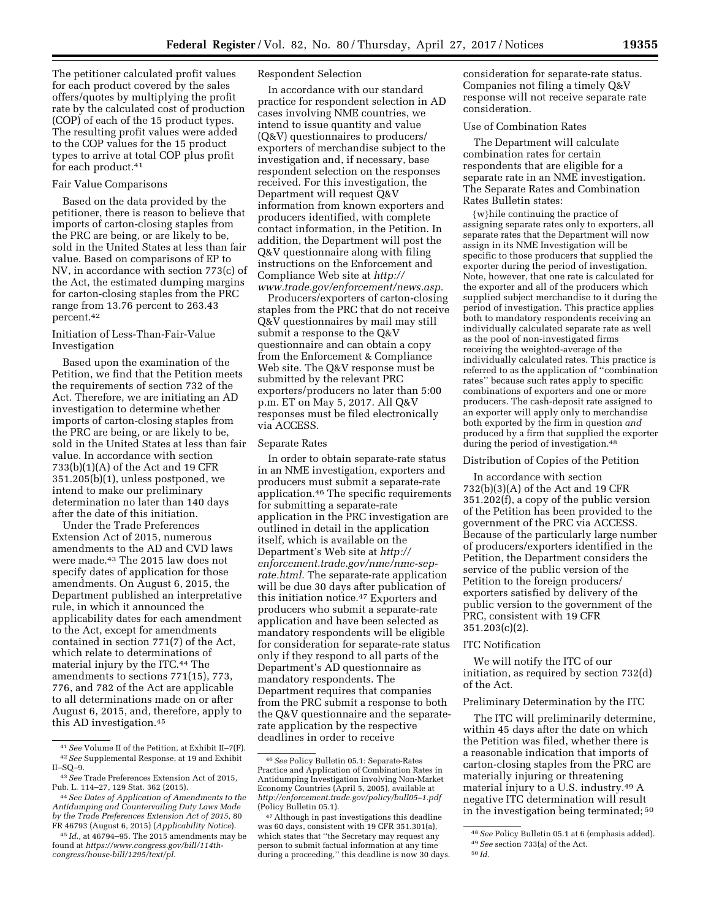The petitioner calculated profit values for each product covered by the sales offers/quotes by multiplying the profit rate by the calculated cost of production (COP) of each of the 15 product types. The resulting profit values were added to the COP values for the 15 product types to arrive at total COP plus profit for each product.[41]

### Fair Value Comparisons

Based on the data provided by the petitioner, there is reason to believe that imports of carton-closing staples from the PRC are being, or are likely to be, sold in the United States at less than fair value. Based on comparisons of EP to NV, in accordance with section 773(c) of the Act, the estimated dumping margins for carton-closing staples from the PRC range from 13.76 percent to 263.43 percent.[42]

### Initiation of Less-Than-Fair-Value Investigation

Based upon the examination of the Petition, we find that the Petition meets the requirements of section 732 of the Act. Therefore, we are initiating an AD investigation to determine whether imports of carton-closing staples from the PRC are being, or are likely to be, sold in the United States at less than fair value. In accordance with section 733(b)(1)(A) of the Act and 19 CFR 351.205(b)(1), unless postponed, we intend to make our preliminary determination no later than 140 days after the date of this initiation.

Under the Trade Preferences Extension Act of 2015, numerous amendments to the AD and CVD laws were made.[43] The 2015 law does not specify dates of application for those amendments. On August 6, 2015, the Department published an interpretative rule, in which it announced the applicability dates for each amendment to the Act, except for amendments contained in section 771(7) of the Act, which relate to determinations of material injury by the ITC.[44] The amendments to sections 771(15), 773, 776, and 782 of the Act are applicable to all determinations made on or after August 6, 2015, and, therefore, apply to this AD investigation.[45]

### Respondent Selection

In accordance with our standard practice for respondent selection in AD cases involving NME countries, we intend to issue quantity and value (Q&V) questionnaires to producers/exporters of merchandise subject to the investigation and, if necessary, base respondent selection on the responses received. For this investigation, the Department will request Q&V information from known exporters and producers identified, with complete contact information, in the Petition. In addition, the Department will post the Q&V questionnaire along with filing instructions on the Enforcement and Compliance Web site at *http://www.trade.gov/enforcement/news.asp.*

Producers/exporters of carton-closing staples from the PRC that do not receive Q&V questionnaires by mail may still submit a response to the Q&V questionnaire and can obtain a copy from the Enforcement & Compliance Web site. The Q&V response must be submitted by the relevant PRC exporters/producers no later than 5:00 p.m. ET on May 5, 2017. All Q&V responses must be filed electronically via ACCESS.

### Separate Rates

In order to obtain separate-rate status in an NME investigation, exporters and producers must submit a separate-rate application.[46] The specific requirements for submitting a separate-rate application in the PRC investigation are outlined in detail in the application itself, which is available on the Department's Web site at *http://enforcement.trade.gov/nme/nme-sep-rate.html.* The separate-rate application will be due 30 days after publication of this initiation notice.[47] Exporters and producers who submit a separate-rate application and have been selected as mandatory respondents will be eligible for consideration for separate-rate status only if they respond to all parts of the Department's AD questionnaire as mandatory respondents. The Department requires that companies from the PRC submit a response to both the Q&V questionnaire and the separate-rate application by the respective deadlines in order to receive consideration for separate-rate status. Companies not filing a timely Q&V response will not receive separate rate consideration.

### Use of Combination Rates

The Department will calculate combination rates for certain respondents that are eligible for a separate rate in an NME investigation. The Separate Rates and Combination Rates Bulletin states:

> {w}hile continuing the practice of assigning separate rates only to exporters, all separate rates that the Department will now assign in its NME Investigation will be specific to those producers that supplied the exporter during the period of investigation. Note, however, that one rate is calculated for the exporter and all of the producers which supplied subject merchandise to it during the period of investigation. This practice applies both to mandatory respondents receiving an individually calculated separate rate as well as the pool of non-investigated firms receiving the weighted-average of the individually calculated rates. This practice is referred to as the application of ''combination rates'' because such rates apply to specific combinations of exporters and one or more producers. The cash-deposit rate assigned to an exporter will apply only to merchandise both exported by the firm in question *and* produced by a firm that supplied the exporter during the period of investigation.[48]

### Distribution of Copies of the Petition

In accordance with section 732(b)(3)(A) of the Act and 19 CFR 351.202(f), a copy of the public version of the Petition has been provided to the government of the PRC via ACCESS. Because of the particularly large number of producers/exporters identified in the Petition, the Department considers the service of the public version of the Petition to the foreign producers/exporters satisfied by delivery of the public version to the government of the PRC, consistent with 19 CFR 351.203(c)(2).

### ITC Notification

We will notify the ITC of our initiation, as required by section 732(d) of the Act.

### Preliminary Determination by the ITC

The ITC will preliminarily determine, within 45 days after the date on which the Petition was filed, whether there is a reasonable indication that imports of carton-closing staples from the PRC are materially injuring or threatening material injury to a U.S. industry.[49] A negative ITC determination will result in the investigation being terminated;[50]

---

[41] *See* Volume II of the Petition, at Exhibit II–7(F).

[42] *See* Supplemental Response, at 19 and Exhibit II–SQ–9.

[43] *See* Trade Preferences Extension Act of 2015, Pub. L. 114–27, 129 Stat. 362 (2015).

[44] *See Dates of Application of Amendments to the Antidumping and Countervailing Duty Laws Made by the Trade Preferences Extension Act of 2015,* 80 FR 46793 (August 6, 2015) (*Applicability Notice*).

[45] *Id.,* at 46794–95. The 2015 amendments may be found at *https://www.congress.gov/bill/114th-congress/house-bill/1295/text/pl.*

[46] *See* Policy Bulletin 05.1: Separate-Rates Practice and Application of Combination Rates in Antidumping Investigation involving Non-Market Economy Countries (April 5, 2005), available at *http://enforcement.trade.gov/policy/bull05–1.pdf* (Policy Bulletin 05.1).

[47] Although in past investigations this deadline was 60 days, consistent with 19 CFR 351.301(a), which states that ''the Secretary may request any person to submit factual information at any time during a proceeding,'' this deadline is now 30 days.

[48] *See* Policy Bulletin 05.1 at 6 (emphasis added).

[49] *See* section 733(a) of the Act.

[50] *Id.*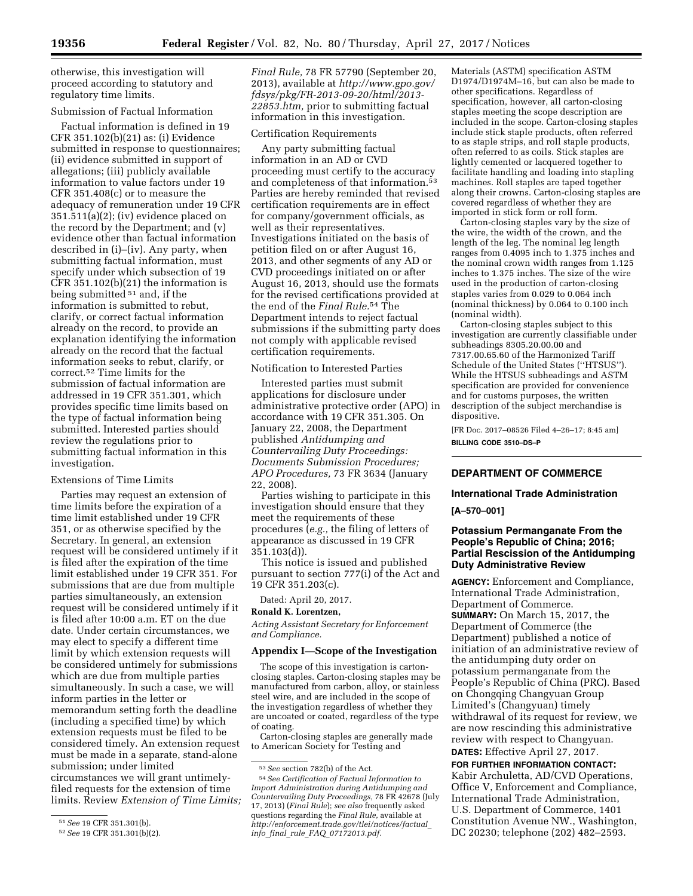otherwise, this investigation will proceed according to statutory and regulatory time limits.

Submission of Factual Information

Factual information is defined in 19 CFR 351.102(b)(21) as: (i) Evidence submitted in response to questionnaires; (ii) evidence submitted in support of allegations; (iii) publicly available information to value factors under 19 CFR 351.408(c) or to measure the adequacy of remuneration under 19 CFR 351.511(a)(2); (iv) evidence placed on the record by the Department; and (v) evidence other than factual information described in (i)–(iv). Any party, when submitting factual information, must specify under which subsection of 19 CFR 351.102(b)(21) the information is being submitted [51] and, if the information is submitted to rebut, clarify, or correct factual information already on the record, to provide an explanation identifying the information already on the record that the factual information seeks to rebut, clarify, or correct.[52] Time limits for the submission of factual information are addressed in 19 CFR 351.301, which provides specific time limits based on the type of factual information being submitted. Interested parties should review the regulations prior to submitting factual information in this investigation.

Extensions of Time Limits

Parties may request an extension of time limits before the expiration of a time limit established under 19 CFR 351, or as otherwise specified by the Secretary. In general, an extension request will be considered untimely if it is filed after the expiration of the time limit established under 19 CFR 351. For submissions that are due from multiple parties simultaneously, an extension request will be considered untimely if it is filed after 10:00 a.m. ET on the due date. Under certain circumstances, we may elect to specify a different time limit by which extension requests will be considered untimely for submissions which are due from multiple parties simultaneously. In such a case, we will inform parties in the letter or memorandum setting forth the deadline (including a specified time) by which extension requests must be filed to be considered timely. An extension request must be made in a separate, stand-alone submission; under limited circumstances we will grant untimely-filed requests for the extension of time limits. Review *Extension of Time Limits; Final Rule,* 78 FR 57790 (September 20, 2013), available at *http://www.gpo.gov/fdsys/pkg/FR-2013-09-20/html/2013-22853.htm,* prior to submitting factual information in this investigation.

Certification Requirements

Any party submitting factual information in an AD or CVD proceeding must certify to the accuracy and completeness of that information.[53] Parties are hereby reminded that revised certification requirements are in effect for company/government officials, as well as their representatives. Investigations initiated on the basis of petition filed on or after August 16, 2013, and other segments of any AD or CVD proceedings initiated on or after August 16, 2013, should use the formats for the revised certifications provided at the end of the *Final Rule.*[54] The Department intends to reject factual submissions if the submitting party does not comply with applicable revised certification requirements.

Notification to Interested Parties

Interested parties must submit applications for disclosure under administrative protective order (APO) in accordance with 19 CFR 351.305. On January 22, 2008, the Department published *Antidumping and Countervailing Duty Proceedings: Documents Submission Procedures; APO Procedures,* 73 FR 3634 (January 22, 2008).

Parties wishing to participate in this investigation should ensure that they meet the requirements of these procedures (*e.g.,* the filing of letters of appearance as discussed in 19 CFR 351.103(d)).

This notice is issued and published pursuant to section 777(i) of the Act and 19 CFR 351.203(c).

Dated: April 20, 2017.

**Ronald K. Lorentzen,**

*Acting Assistant Secretary for Enforcement and Compliance.*

### Appendix I—Scope of the Investigation

The scope of this investigation is carton-closing staples. Carton-closing staples may be manufactured from carbon, alloy, or stainless steel wire, and are included in the scope of the investigation regardless of whether they are uncoated or coated, regardless of the type of coating.

Carton-closing staples are generally made to American Society for Testing and Materials (ASTM) specification ASTM D1974/D1974M–16, but can also be made to other specifications. Regardless of specification, however, all carton-closing staples meeting the scope description are included in the scope. Carton-closing staples include stick staple products, often referred to as staple strips, and roll staple products, often referred to as coils. Stick staples are lightly cemented or lacquered together to facilitate handling and loading into stapling machines. Roll staples are taped together along their crowns. Carton-closing staples are covered regardless of whether they are imported in stick form or roll form.

Carton-closing staples vary by the size of the wire, the width of the crown, and the length of the leg. The nominal leg length ranges from 0.4095 inch to 1.375 inches and the nominal crown width ranges from 1.125 inches to 1.375 inches. The size of the wire used in the production of carton-closing staples varies from 0.029 to 0.064 inch (nominal thickness) by 0.064 to 0.100 inch (nominal width).

Carton-closing staples subject to this investigation are currently classifiable under subheadings 8305.20.00.00 and 7317.00.65.60 of the Harmonized Tariff Schedule of the United States (''HTSUS''). While the HTSUS subheadings and ASTM specification are provided for convenience and for customs purposes, the written description of the subject merchandise is dispositive.

[FR Doc. 2017–08526 Filed 4–26–17; 8:45 am]

**BILLING CODE 3510–DS–P**

---

[51] *See* 19 CFR 351.301(b).

[52] *See* 19 CFR 351.301(b)(2).

[53] *See* section 782(b) of the Act.

[54] *See Certification of Factual Information to Import Administration during Antidumping and Countervailing Duty Proceedings,* 78 FR 42678 (July 17, 2013) (*Final Rule*); *see also* frequently asked questions regarding the *Final Rule,* available at *http://enforcement.trade.gov/tlei/notices/factual_info_final_rule_FAQ_07172013.pdf.*

---

## DEPARTMENT OF COMMERCE

### International Trade Administration

**[A–570–001]**

### Potassium Permanganate From the People's Republic of China; 2016; Partial Rescission of the Antidumping Duty Administrative Review

**AGENCY:** Enforcement and Compliance, International Trade Administration, Department of Commerce.

**SUMMARY:** On March 15, 2017, the Department of Commerce (the Department) published a notice of initiation of an administrative review of the antidumping duty order on potassium permanganate from the People's Republic of China (PRC). Based on Chongqing Changyuan Group Limited's (Changyuan) timely withdrawal of its request for review, we are now rescinding this administrative review with respect to Changyuan.

**DATES:** Effective April 27, 2017.

**FOR FURTHER INFORMATION CONTACT:** Kabir Archuletta, AD/CVD Operations, Office V, Enforcement and Compliance, International Trade Administration, U.S. Department of Commerce, 1401 Constitution Avenue NW., Washington, DC 20230; telephone (202) 482–2593.